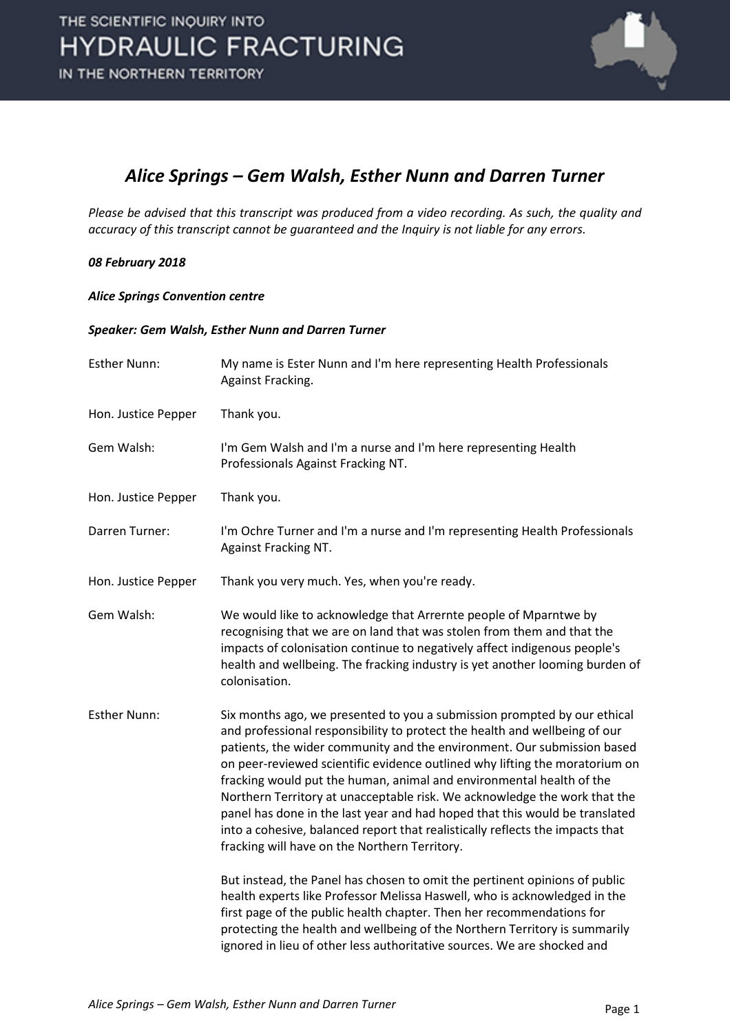# *Alice Springs – Gem Walsh, Esther Nunn and Darren Turner*

*Please be advised that this transcript was produced from a video recording. As such, the quality and accuracy of this transcript cannot be guaranteed and the Inquiry is not liable for any errors.*

***08 February 2018***

***Alice Springs Convention centre***

***Speaker: Gem Walsh, Esther Nunn and Darren Turner***

| | |
|---|---|
| Esther Nunn: | My name is Ester Nunn and I'm here representing Health Professionals Against Fracking. |
| Hon. Justice Pepper | Thank you. |
| Gem Walsh: | I'm Gem Walsh and I'm a nurse and I'm here representing Health Professionals Against Fracking NT. |
| Hon. Justice Pepper | Thank you. |
| Darren Turner: | I'm Ochre Turner and I'm a nurse and I'm representing Health Professionals Against Fracking NT. |
| Hon. Justice Pepper | Thank you very much. Yes, when you're ready. |
| Gem Walsh: | We would like to acknowledge that Arrernte people of Mparntwe by recognising that we are on land that was stolen from them and that the impacts of colonisation continue to negatively affect indigenous people's health and wellbeing. The fracking industry is yet another looming burden of colonisation. |
| Esther Nunn: | Six months ago, we presented to you a submission prompted by our ethical and professional responsibility to protect the health and wellbeing of our patients, the wider community and the environment. Our submission based on peer-reviewed scientific evidence outlined why lifting the moratorium on fracking would put the human, animal and environmental health of the Northern Territory at unacceptable risk. We acknowledge the work that the panel has done in the last year and had hoped that this would be translated into a cohesive, balanced report that realistically reflects the impacts that fracking will have on the Northern Territory. |
| | But instead, the Panel has chosen to omit the pertinent opinions of public health experts like Professor Melissa Haswell, who is acknowledged in the first page of the public health chapter. Then her recommendations for protecting the health and wellbeing of the Northern Territory is summarily ignored in lieu of other less authoritative sources. We are shocked and |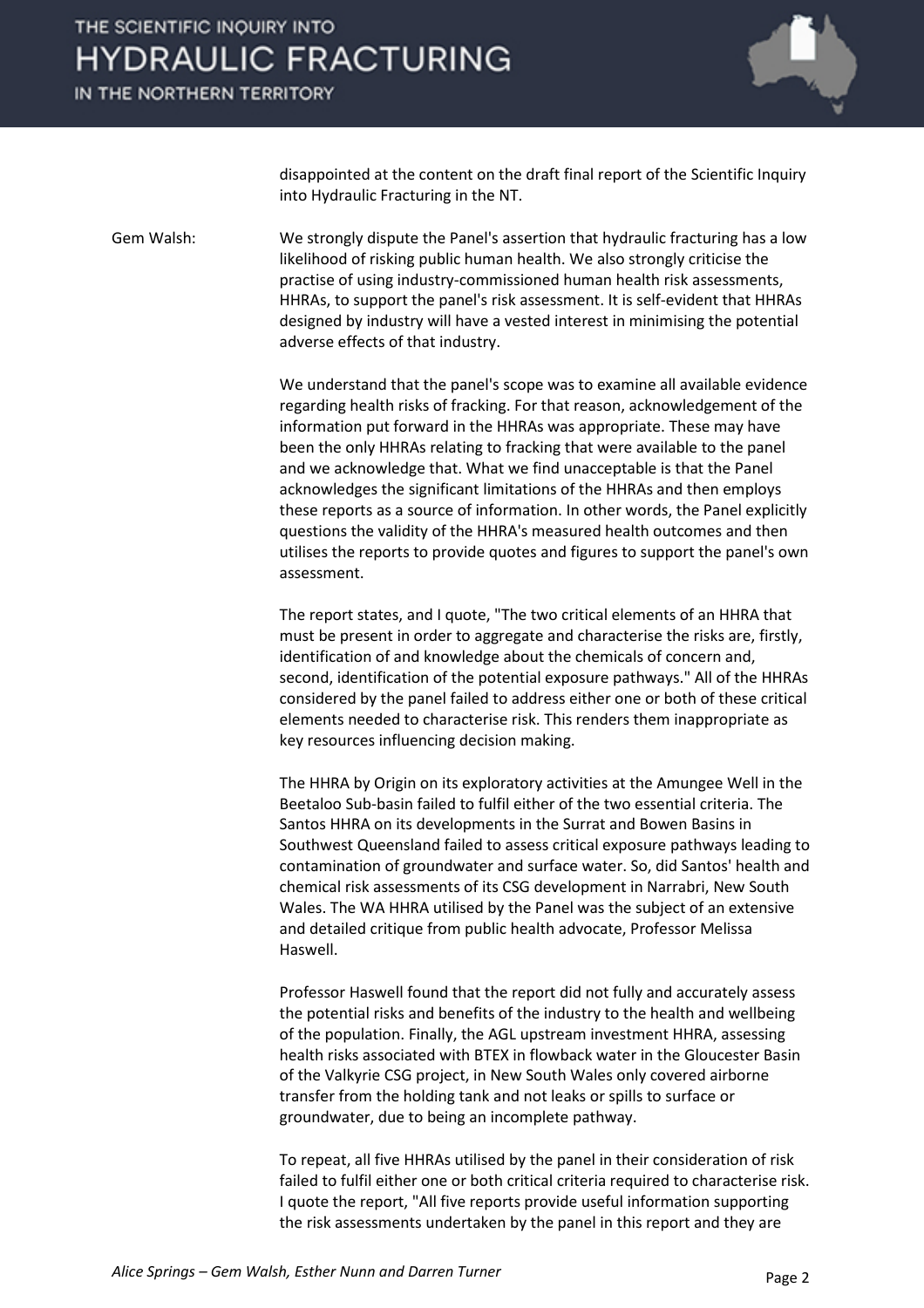disappointed at the content on the draft final report of the Scientific Inquiry into Hydraulic Fracturing in the NT.

Gem Walsh: We strongly dispute the Panel's assertion that hydraulic fracturing has a low likelihood of risking public human health. We also strongly criticise the practise of using industry-commissioned human health risk assessments, HHRAs, to support the panel's risk assessment. It is self-evident that HHRAs designed by industry will have a vested interest in minimising the potential adverse effects of that industry.

We understand that the panel's scope was to examine all available evidence regarding health risks of fracking. For that reason, acknowledgement of the information put forward in the HHRAs was appropriate. These may have been the only HHRAs relating to fracking that were available to the panel and we acknowledge that. What we find unacceptable is that the Panel acknowledges the significant limitations of the HHRAs and then employs these reports as a source of information. In other words, the Panel explicitly questions the validity of the HHRA's measured health outcomes and then utilises the reports to provide quotes and figures to support the panel's own assessment.

The report states, and I quote, "The two critical elements of an HHRA that must be present in order to aggregate and characterise the risks are, firstly, identification of and knowledge about the chemicals of concern and, second, identification of the potential exposure pathways." All of the HHRAs considered by the panel failed to address either one or both of these critical elements needed to characterise risk. This renders them inappropriate as key resources influencing decision making.

The HHRA by Origin on its exploratory activities at the Amungee Well in the Beetaloo Sub-basin failed to fulfil either of the two essential criteria. The Santos HHRA on its developments in the Surrat and Bowen Basins in Southwest Queensland failed to assess critical exposure pathways leading to contamination of groundwater and surface water. So, did Santos' health and chemical risk assessments of its CSG development in Narrabri, New South Wales. The WA HHRA utilised by the Panel was the subject of an extensive and detailed critique from public health advocate, Professor Melissa Haswell.

Professor Haswell found that the report did not fully and accurately assess the potential risks and benefits of the industry to the health and wellbeing of the population. Finally, the AGL upstream investment HHRA, assessing health risks associated with BTEX in flowback water in the Gloucester Basin of the Valkyrie CSG project, in New South Wales only covered airborne transfer from the holding tank and not leaks or spills to surface or groundwater, due to being an incomplete pathway.

To repeat, all five HHRAs utilised by the panel in their consideration of risk failed to fulfil either one or both critical criteria required to characterise risk. I quote the report, "All five reports provide useful information supporting the risk assessments undertaken by the panel in this report and they are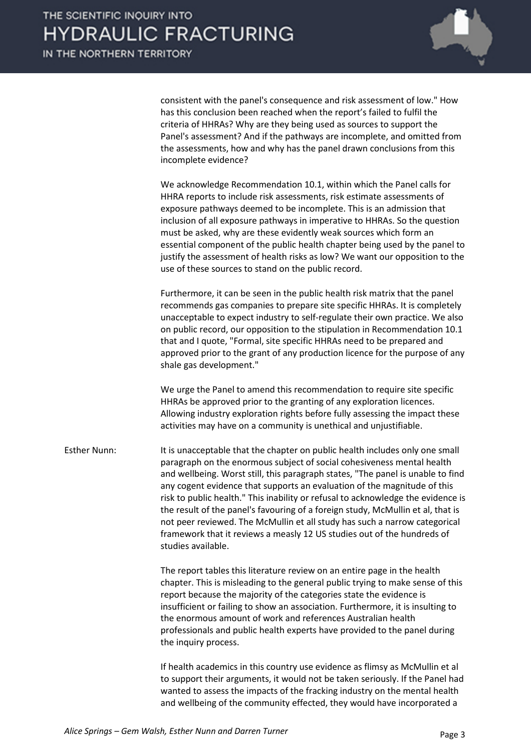consistent with the panel's consequence and risk assessment of low." How has this conclusion been reached when the report's failed to fulfil the criteria of HHRAs? Why are they being used as sources to support the Panel's assessment? And if the pathways are incomplete, and omitted from the assessments, how and why has the panel drawn conclusions from this incomplete evidence?

We acknowledge Recommendation 10.1, within which the Panel calls for HHRA reports to include risk assessments, risk estimate assessments of exposure pathways deemed to be incomplete. This is an admission that inclusion of all exposure pathways in imperative to HHRAs. So the question must be asked, why are these evidently weak sources which form an essential component of the public health chapter being used by the panel to justify the assessment of health risks as low? We want our opposition to the use of these sources to stand on the public record.

Furthermore, it can be seen in the public health risk matrix that the panel recommends gas companies to prepare site specific HHRAs. It is completely unacceptable to expect industry to self-regulate their own practice. We also on public record, our opposition to the stipulation in Recommendation 10.1 that and I quote, "Formal, site specific HHRAs need to be prepared and approved prior to the grant of any production licence for the purpose of any shale gas development."

We urge the Panel to amend this recommendation to require site specific HHRAs be approved prior to the granting of any exploration licences. Allowing industry exploration rights before fully assessing the impact these activities may have on a community is unethical and unjustifiable.

Esther Nunn: It is unacceptable that the chapter on public health includes only one small paragraph on the enormous subject of social cohesiveness mental health and wellbeing. Worst still, this paragraph states, "The panel is unable to find any cogent evidence that supports an evaluation of the magnitude of this risk to public health." This inability or refusal to acknowledge the evidence is the result of the panel's favouring of a foreign study, McMullin et al, that is not peer reviewed. The McMullin et all study has such a narrow categorical framework that it reviews a measly 12 US studies out of the hundreds of studies available.

The report tables this literature review on an entire page in the health chapter. This is misleading to the general public trying to make sense of this report because the majority of the categories state the evidence is insufficient or failing to show an association. Furthermore, it is insulting to the enormous amount of work and references Australian health professionals and public health experts have provided to the panel during the inquiry process.

If health academics in this country use evidence as flimsy as McMullin et al to support their arguments, it would not be taken seriously. If the Panel had wanted to assess the impacts of the fracking industry on the mental health and wellbeing of the community effected, they would have incorporated a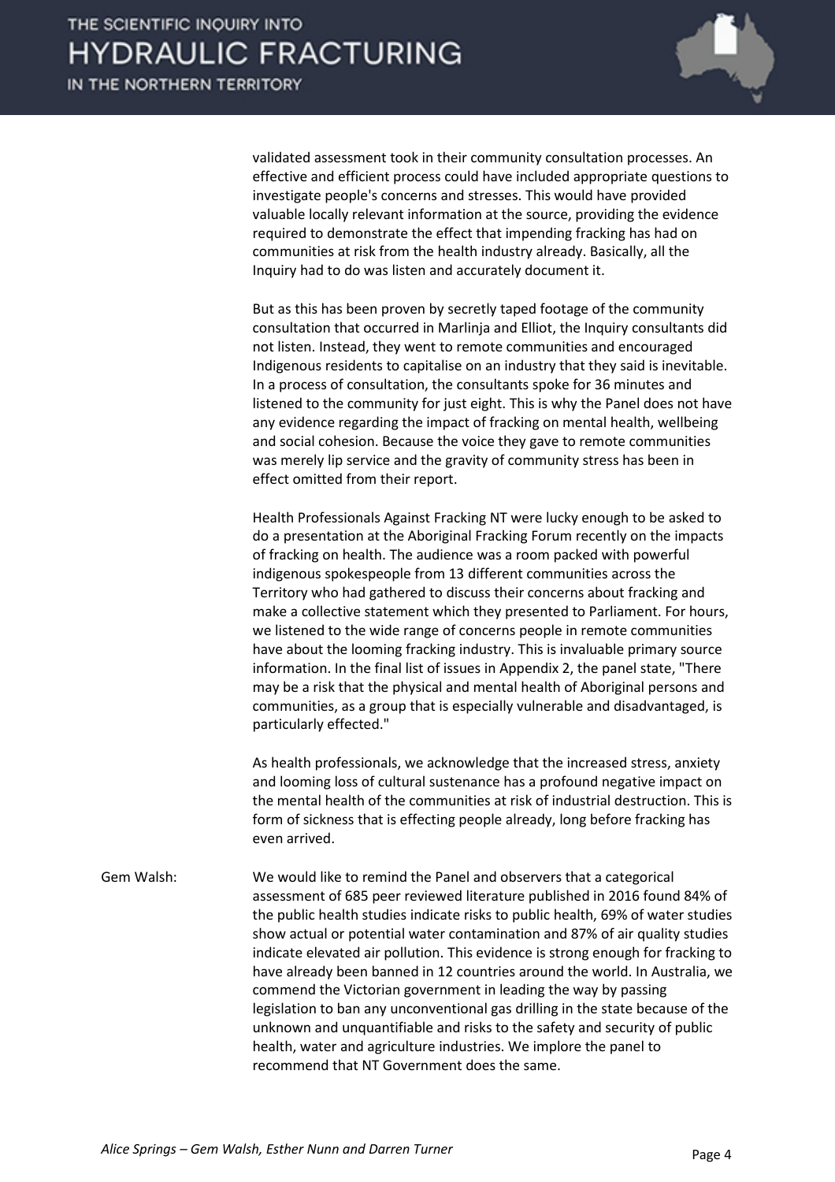validated assessment took in their community consultation processes. An effective and efficient process could have included appropriate questions to investigate people's concerns and stresses. This would have provided valuable locally relevant information at the source, providing the evidence required to demonstrate the effect that impending fracking has had on communities at risk from the health industry already. Basically, all the Inquiry had to do was listen and accurately document it.

But as this has been proven by secretly taped footage of the community consultation that occurred in Marlinja and Elliot, the Inquiry consultants did not listen. Instead, they went to remote communities and encouraged Indigenous residents to capitalise on an industry that they said is inevitable. In a process of consultation, the consultants spoke for 36 minutes and listened to the community for just eight. This is why the Panel does not have any evidence regarding the impact of fracking on mental health, wellbeing and social cohesion. Because the voice they gave to remote communities was merely lip service and the gravity of community stress has been in effect omitted from their report.

Health Professionals Against Fracking NT were lucky enough to be asked to do a presentation at the Aboriginal Fracking Forum recently on the impacts of fracking on health. The audience was a room packed with powerful indigenous spokespeople from 13 different communities across the Territory who had gathered to discuss their concerns about fracking and make a collective statement which they presented to Parliament. For hours, we listened to the wide range of concerns people in remote communities have about the looming fracking industry. This is invaluable primary source information. In the final list of issues in Appendix 2, the panel state, "There may be a risk that the physical and mental health of Aboriginal persons and communities, as a group that is especially vulnerable and disadvantaged, is particularly effected."

As health professionals, we acknowledge that the increased stress, anxiety and looming loss of cultural sustenance has a profound negative impact on the mental health of the communities at risk of industrial destruction. This is form of sickness that is effecting people already, long before fracking has even arrived.

Gem Walsh: We would like to remind the Panel and observers that a categorical assessment of 685 peer reviewed literature published in 2016 found 84% of the public health studies indicate risks to public health, 69% of water studies show actual or potential water contamination and 87% of air quality studies indicate elevated air pollution. This evidence is strong enough for fracking to have already been banned in 12 countries around the world. In Australia, we commend the Victorian government in leading the way by passing legislation to ban any unconventional gas drilling in the state because of the unknown and unquantifiable and risks to the safety and security of public health, water and agriculture industries. We implore the panel to recommend that NT Government does the same.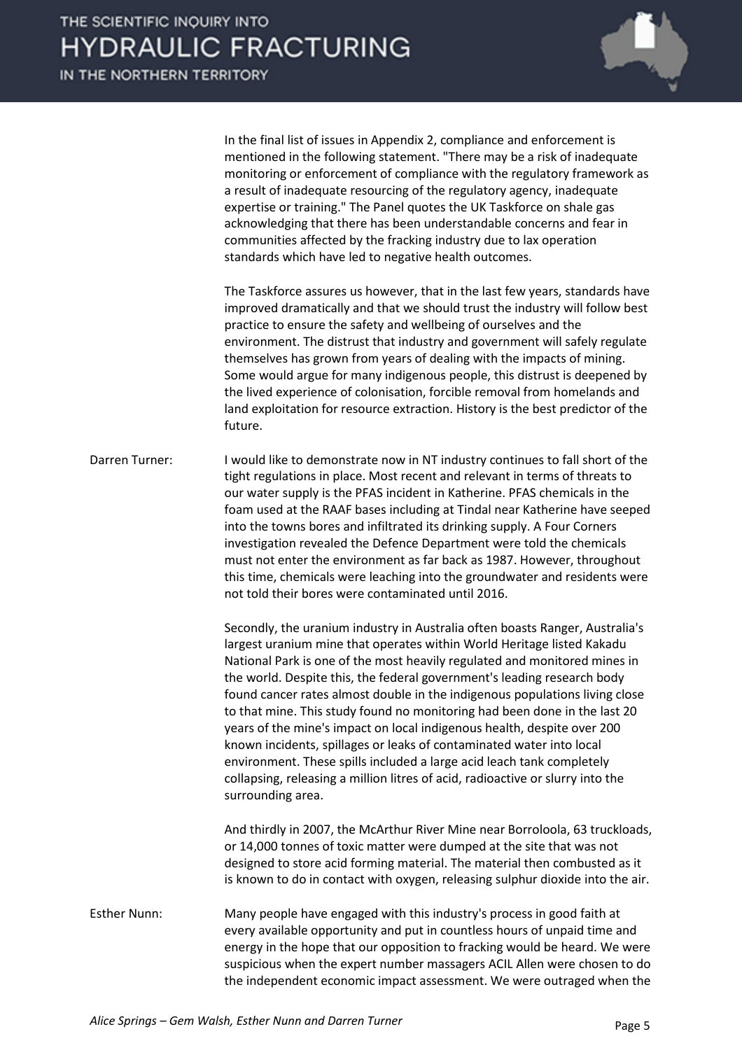In the final list of issues in Appendix 2, compliance and enforcement is mentioned in the following statement. "There may be a risk of inadequate monitoring or enforcement of compliance with the regulatory framework as a result of inadequate resourcing of the regulatory agency, inadequate expertise or training." The Panel quotes the UK Taskforce on shale gas acknowledging that there has been understandable concerns and fear in communities affected by the fracking industry due to lax operation standards which have led to negative health outcomes.

The Taskforce assures us however, that in the last few years, standards have improved dramatically and that we should trust the industry will follow best practice to ensure the safety and wellbeing of ourselves and the environment. The distrust that industry and government will safely regulate themselves has grown from years of dealing with the impacts of mining. Some would argue for many indigenous people, this distrust is deepened by the lived experience of colonisation, forcible removal from homelands and land exploitation for resource extraction. History is the best predictor of the future.

Darren Turner: I would like to demonstrate now in NT industry continues to fall short of the tight regulations in place. Most recent and relevant in terms of threats to our water supply is the PFAS incident in Katherine. PFAS chemicals in the foam used at the RAAF bases including at Tindal near Katherine have seeped into the towns bores and infiltrated its drinking supply. A Four Corners investigation revealed the Defence Department were told the chemicals must not enter the environment as far back as 1987. However, throughout this time, chemicals were leaching into the groundwater and residents were not told their bores were contaminated until 2016.

Secondly, the uranium industry in Australia often boasts Ranger, Australia's largest uranium mine that operates within World Heritage listed Kakadu National Park is one of the most heavily regulated and monitored mines in the world. Despite this, the federal government's leading research body found cancer rates almost double in the indigenous populations living close to that mine. This study found no monitoring had been done in the last 20 years of the mine's impact on local indigenous health, despite over 200 known incidents, spillages or leaks of contaminated water into local environment. These spills included a large acid leach tank completely collapsing, releasing a million litres of acid, radioactive or slurry into the surrounding area.

And thirdly in 2007, the McArthur River Mine near Borroloola, 63 truckloads, or 14,000 tonnes of toxic matter were dumped at the site that was not designed to store acid forming material. The material then combusted as it is known to do in contact with oxygen, releasing sulphur dioxide into the air.

Esther Nunn: Many people have engaged with this industry's process in good faith at every available opportunity and put in countless hours of unpaid time and energy in the hope that our opposition to fracking would be heard. We were suspicious when the expert number massagers ACIL Allen were chosen to do the independent economic impact assessment. We were outraged when the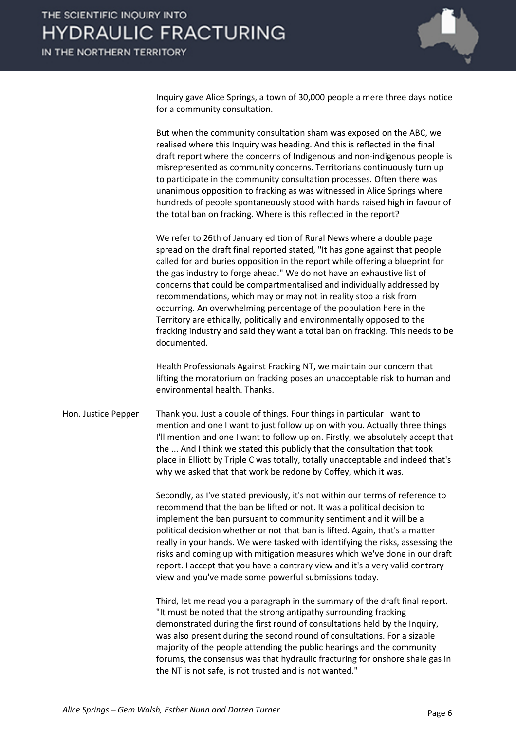Inquiry gave Alice Springs, a town of 30,000 people a mere three days notice for a community consultation.

But when the community consultation sham was exposed on the ABC, we realised where this Inquiry was heading. And this is reflected in the final draft report where the concerns of Indigenous and non-indigenous people is misrepresented as community concerns. Territorians continuously turn up to participate in the community consultation processes. Often there was unanimous opposition to fracking as was witnessed in Alice Springs where hundreds of people spontaneously stood with hands raised high in favour of the total ban on fracking. Where is this reflected in the report?

We refer to 26th of January edition of Rural News where a double page spread on the draft final reported stated, "It has gone against that people called for and buries opposition in the report while offering a blueprint for the gas industry to forge ahead." We do not have an exhaustive list of concerns that could be compartmentalised and individually addressed by recommendations, which may or may not in reality stop a risk from occurring. An overwhelming percentage of the population here in the Territory are ethically, politically and environmentally opposed to the fracking industry and said they want a total ban on fracking. This needs to be documented.

Health Professionals Against Fracking NT, we maintain our concern that lifting the moratorium on fracking poses an unacceptable risk to human and environmental health. Thanks.

**Hon. Justice Pepper** Thank you. Just a couple of things. Four things in particular I want to mention and one I want to just follow up on with you. Actually three things I'll mention and one I want to follow up on. Firstly, we absolutely accept that the ... And I think we stated this publicly that the consultation that took place in Elliott by Triple C was totally, totally unacceptable and indeed that's why we asked that that work be redone by Coffey, which it was.

Secondly, as I've stated previously, it's not within our terms of reference to recommend that the ban be lifted or not. It was a political decision to implement the ban pursuant to community sentiment and it will be a political decision whether or not that ban is lifted. Again, that's a matter really in your hands. We were tasked with identifying the risks, assessing the risks and coming up with mitigation measures which we've done in our draft report. I accept that you have a contrary view and it's a very valid contrary view and you've made some powerful submissions today.

Third, let me read you a paragraph in the summary of the draft final report. "It must be noted that the strong antipathy surrounding fracking demonstrated during the first round of consultations held by the Inquiry, was also present during the second round of consultations. For a sizable majority of the people attending the public hearings and the community forums, the consensus was that hydraulic fracturing for onshore shale gas in the NT is not safe, is not trusted and is not wanted."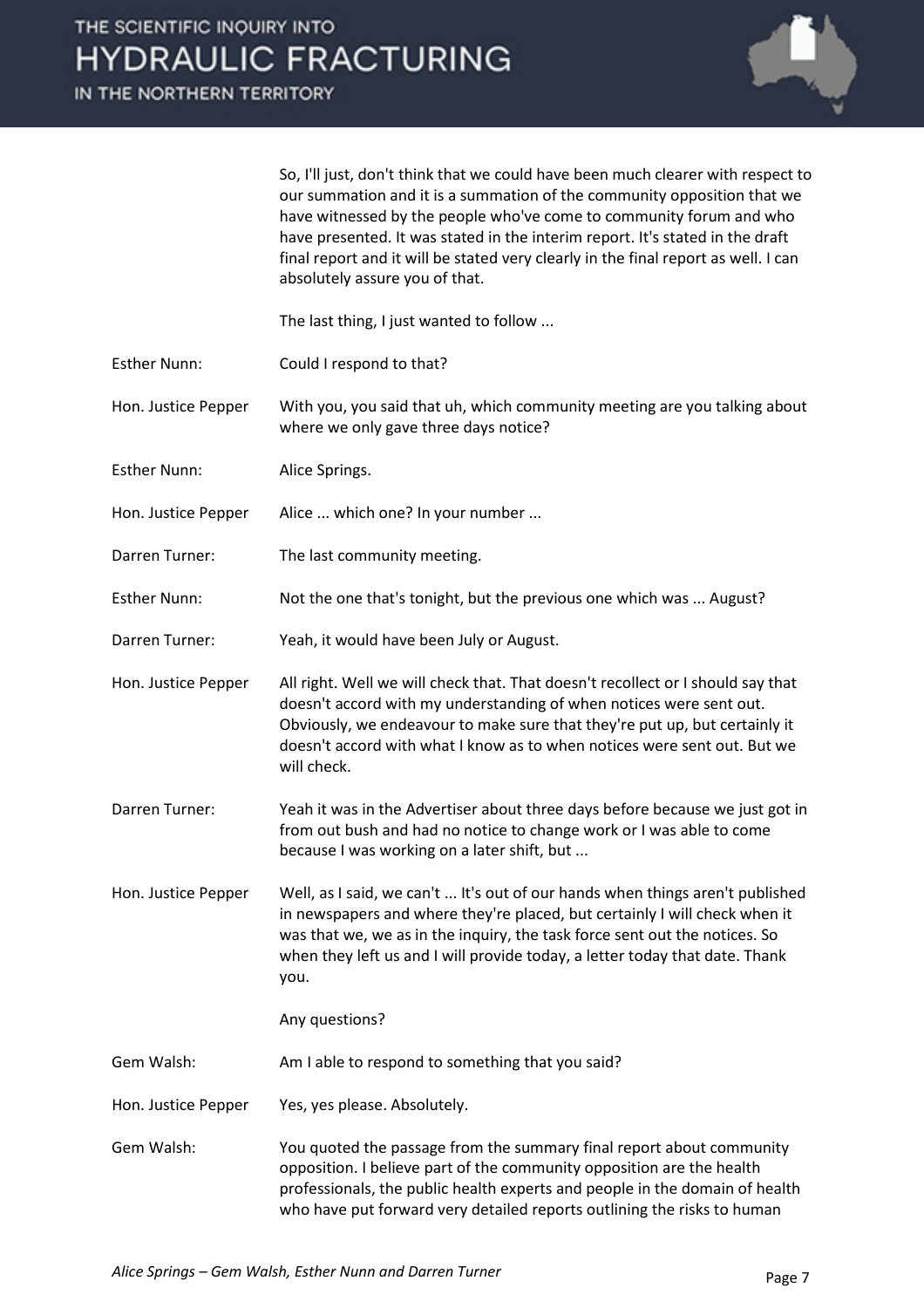So, I'll just, don't think that we could have been much clearer with respect to our summation and it is a summation of the community opposition that we have witnessed by the people who've come to community forum and who have presented. It was stated in the interim report. It's stated in the draft final report and it will be stated very clearly in the final report as well. I can absolutely assure you of that.

The last thing, I just wanted to follow ...

**Esther Nunn:** Could I respond to that?

**Hon. Justice Pepper:** With you, you said that uh, which community meeting are you talking about where we only gave three days notice?

**Esther Nunn:** Alice Springs.

**Hon. Justice Pepper:** Alice ... which one? In your number ...

**Darren Turner:** The last community meeting.

**Esther Nunn:** Not the one that's tonight, but the previous one which was ... August?

**Darren Turner:** Yeah, it would have been July or August.

**Hon. Justice Pepper:** All right. Well we will check that. That doesn't recollect or I should say that doesn't accord with my understanding of when notices were sent out. Obviously, we endeavour to make sure that they're put up, but certainly it doesn't accord with what I know as to when notices were sent out. But we will check.

**Darren Turner:** Yeah it was in the Advertiser about three days before because we just got in from out bush and had no notice to change work or I was able to come because I was working on a later shift, but ...

**Hon. Justice Pepper:** Well, as I said, we can't ... It's out of our hands when things aren't published in newspapers and where they're placed, but certainly I will check when it was that we, we as in the inquiry, the task force sent out the notices. So when they left us and I will provide today, a letter today that date. Thank you.

Any questions?

**Gem Walsh:** Am I able to respond to something that you said?

**Hon. Justice Pepper:** Yes, yes please. Absolutely.

**Gem Walsh:** You quoted the passage from the summary final report about community opposition. I believe part of the community opposition are the health professionals, the public health experts and people in the domain of health who have put forward very detailed reports outlining the risks to human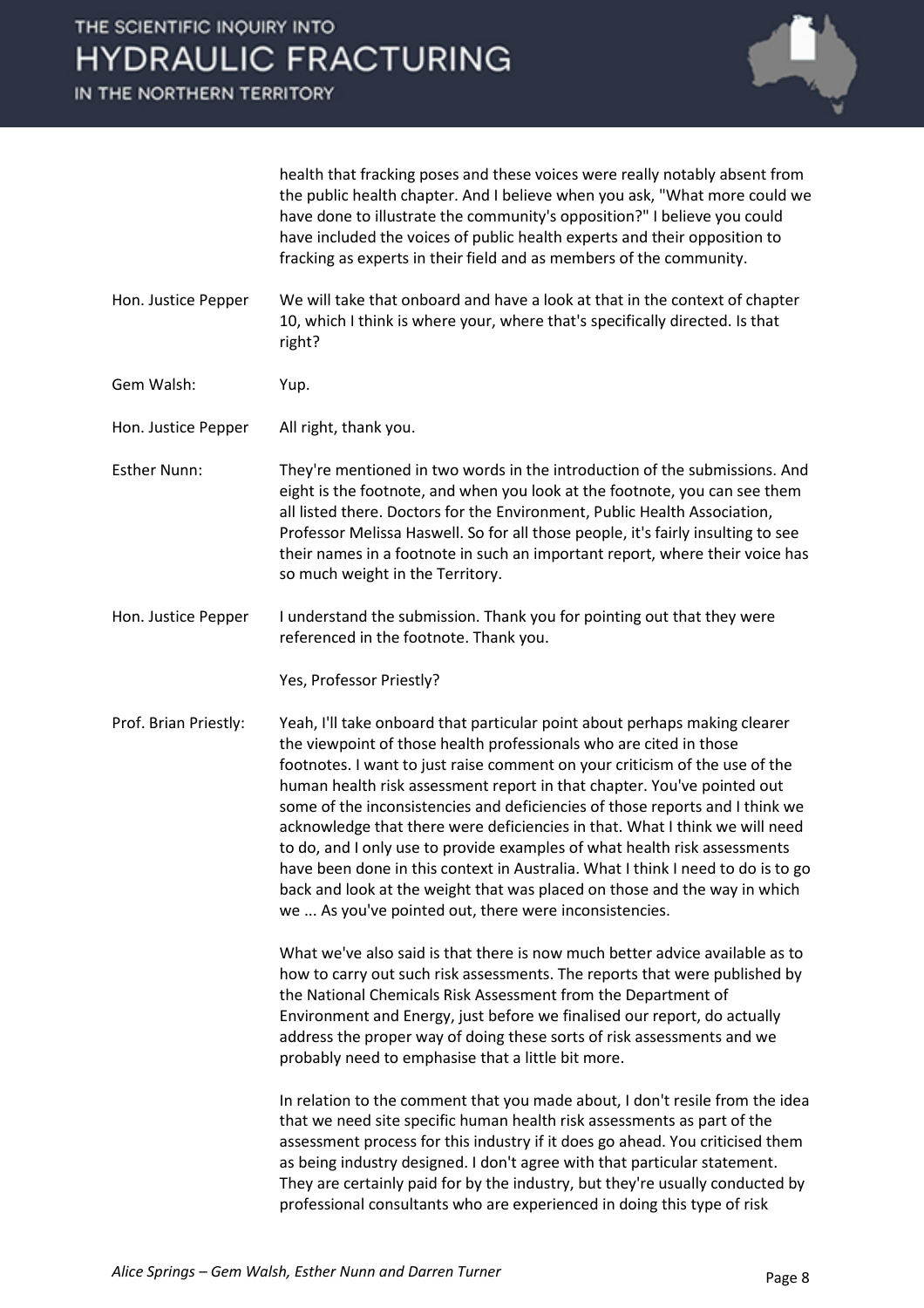health that fracking poses and these voices were really notably absent from the public health chapter. And I believe when you ask, "What more could we have done to illustrate the community's opposition?" I believe you could have included the voices of public health experts and their opposition to fracking as experts in their field and as members of the community.

**Hon. Justice Pepper:** We will take that onboard and have a look at that in the context of chapter 10, which I think is where your, where that's specifically directed. Is that right?

**Gem Walsh:** Yup.

**Hon. Justice Pepper:** All right, thank you.

**Esther Nunn:** They're mentioned in two words in the introduction of the submissions. And eight is the footnote, and when you look at the footnote, you can see them all listed there. Doctors for the Environment, Public Health Association, Professor Melissa Haswell. So for all those people, it's fairly insulting to see their names in a footnote in such an important report, where their voice has so much weight in the Territory.

**Hon. Justice Pepper:** I understand the submission. Thank you for pointing out that they were referenced in the footnote. Thank you.

Yes, Professor Priestly?

**Prof. Brian Priestly:** Yeah, I'll take onboard that particular point about perhaps making clearer the viewpoint of those health professionals who are cited in those footnotes. I want to just raise comment on your criticism of the use of the human health risk assessment report in that chapter. You've pointed out some of the inconsistencies and deficiencies of those reports and I think we acknowledge that there were deficiencies in that. What I think we will need to do, and I only use to provide examples of what health risk assessments have been done in this context in Australia. What I think I need to do is to go back and look at the weight that was placed on those and the way in which we ... As you've pointed out, there were inconsistencies.

What we've also said is that there is now much better advice available as to how to carry out such risk assessments. The reports that were published by the National Chemicals Risk Assessment from the Department of Environment and Energy, just before we finalised our report, do actually address the proper way of doing these sorts of risk assessments and we probably need to emphasise that a little bit more.

In relation to the comment that you made about, I don't resile from the idea that we need site specific human health risk assessments as part of the assessment process for this industry if it does go ahead. You criticised them as being industry designed. I don't agree with that particular statement. They are certainly paid for by the industry, but they're usually conducted by professional consultants who are experienced in doing this type of risk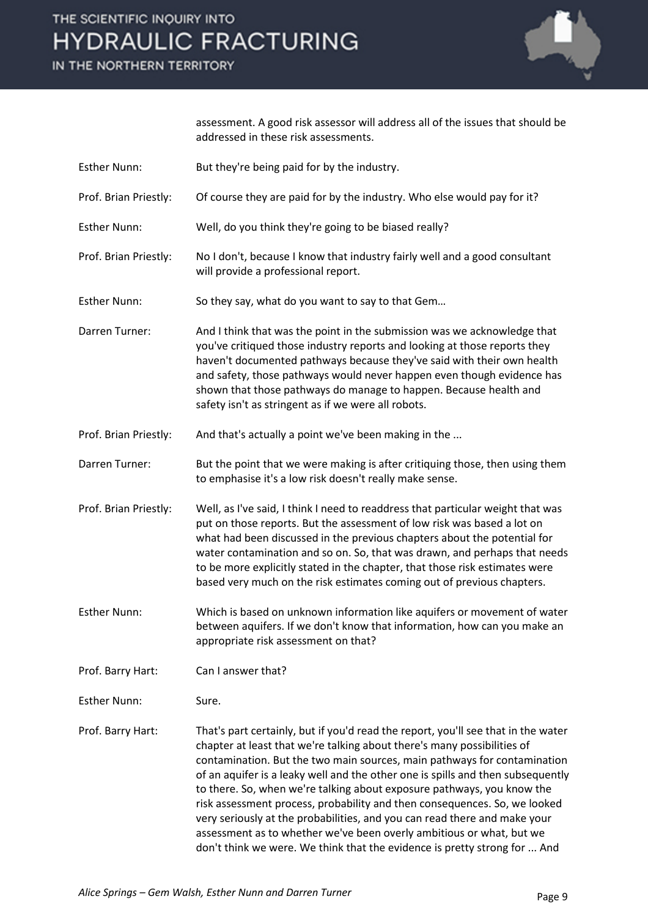assessment. A good risk assessor will address all of the issues that should be addressed in these risk assessments.

**Esther Nunn:** But they're being paid for by the industry.

**Prof. Brian Priestly:** Of course they are paid for by the industry. Who else would pay for it?

**Esther Nunn:** Well, do you think they're going to be biased really?

**Prof. Brian Priestly:** No I don't, because I know that industry fairly well and a good consultant will provide a professional report.

**Esther Nunn:** So they say, what do you want to say to that Gem…

**Darren Turner:** And I think that was the point in the submission was we acknowledge that you've critiqued those industry reports and looking at those reports they haven't documented pathways because they've said with their own health and safety, those pathways would never happen even though evidence has shown that those pathways do manage to happen. Because health and safety isn't as stringent as if we were all robots.

**Prof. Brian Priestly:** And that's actually a point we've been making in the ...

**Darren Turner:** But the point that we were making is after critiquing those, then using them to emphasise it's a low risk doesn't really make sense.

**Prof. Brian Priestly:** Well, as I've said, I think I need to readdress that particular weight that was put on those reports. But the assessment of low risk was based a lot on what had been discussed in the previous chapters about the potential for water contamination and so on. So, that was drawn, and perhaps that needs to be more explicitly stated in the chapter, that those risk estimates were based very much on the risk estimates coming out of previous chapters.

**Esther Nunn:** Which is based on unknown information like aquifers or movement of water between aquifers. If we don't know that information, how can you make an appropriate risk assessment on that?

**Prof. Barry Hart:** Can I answer that?

**Esther Nunn:** Sure.

**Prof. Barry Hart:** That's part certainly, but if you'd read the report, you'll see that in the water chapter at least that we're talking about there's many possibilities of contamination. But the two main sources, main pathways for contamination of an aquifer is a leaky well and the other one is spills and then subsequently to there. So, when we're talking about exposure pathways, you know the risk assessment process, probability and then consequences. So, we looked very seriously at the probabilities, and you can read there and make your assessment as to whether we've been overly ambitious or what, but we don't think we were. We think that the evidence is pretty strong for ... And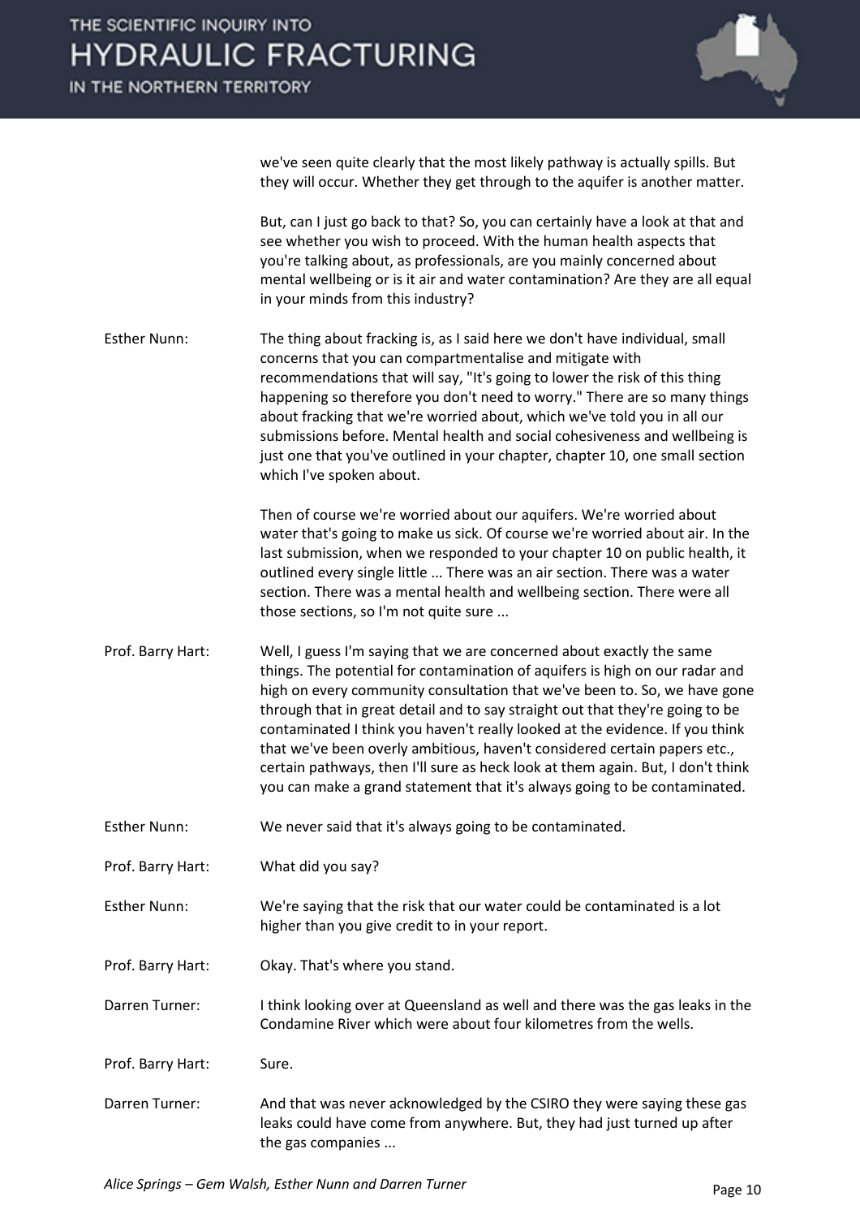we've seen quite clearly that the most likely pathway is actually spills. But they will occur. Whether they get through to the aquifer is another matter.

But, can I just go back to that? So, you can certainly have a look at that and see whether you wish to proceed. With the human health aspects that you're talking about, as professionals, are you mainly concerned about mental wellbeing or is it air and water contamination? Are they are all equal in your minds from this industry?

**Esther Nunn:** The thing about fracking is, as I said here we don't have individual, small concerns that you can compartmentalise and mitigate with recommendations that will say, "It's going to lower the risk of this thing happening so therefore you don't need to worry." There are so many things about fracking that we're worried about, which we've told you in all our submissions before. Mental health and social cohesiveness and wellbeing is just one that you've outlined in your chapter, chapter 10, one small section which I've spoken about.

Then of course we're worried about our aquifers. We're worried about water that's going to make us sick. Of course we're worried about air. In the last submission, when we responded to your chapter 10 on public health, it outlined every single little ... There was an air section. There was a water section. There was a mental health and wellbeing section. There were all those sections, so I'm not quite sure ...

**Prof. Barry Hart:** Well, I guess I'm saying that we are concerned about exactly the same things. The potential for contamination of aquifers is high on our radar and high on every community consultation that we've been to. So, we have gone through that in great detail and to say straight out that they're going to be contaminated I think you haven't really looked at the evidence. If you think that we've been overly ambitious, haven't considered certain papers etc., certain pathways, then I'll sure as heck look at them again. But, I don't think you can make a grand statement that it's always going to be contaminated.

**Esther Nunn:** We never said that it's always going to be contaminated.

**Prof. Barry Hart:** What did you say?

**Esther Nunn:** We're saying that the risk that our water could be contaminated is a lot higher than you give credit to in your report.

**Prof. Barry Hart:** Okay. That's where you stand.

**Darren Turner:** I think looking over at Queensland as well and there was the gas leaks in the Condamine River which were about four kilometres from the wells.

**Prof. Barry Hart:** Sure.

**Darren Turner:** And that was never acknowledged by the CSIRO they were saying these gas leaks could have come from anywhere. But, they had just turned up after the gas companies ...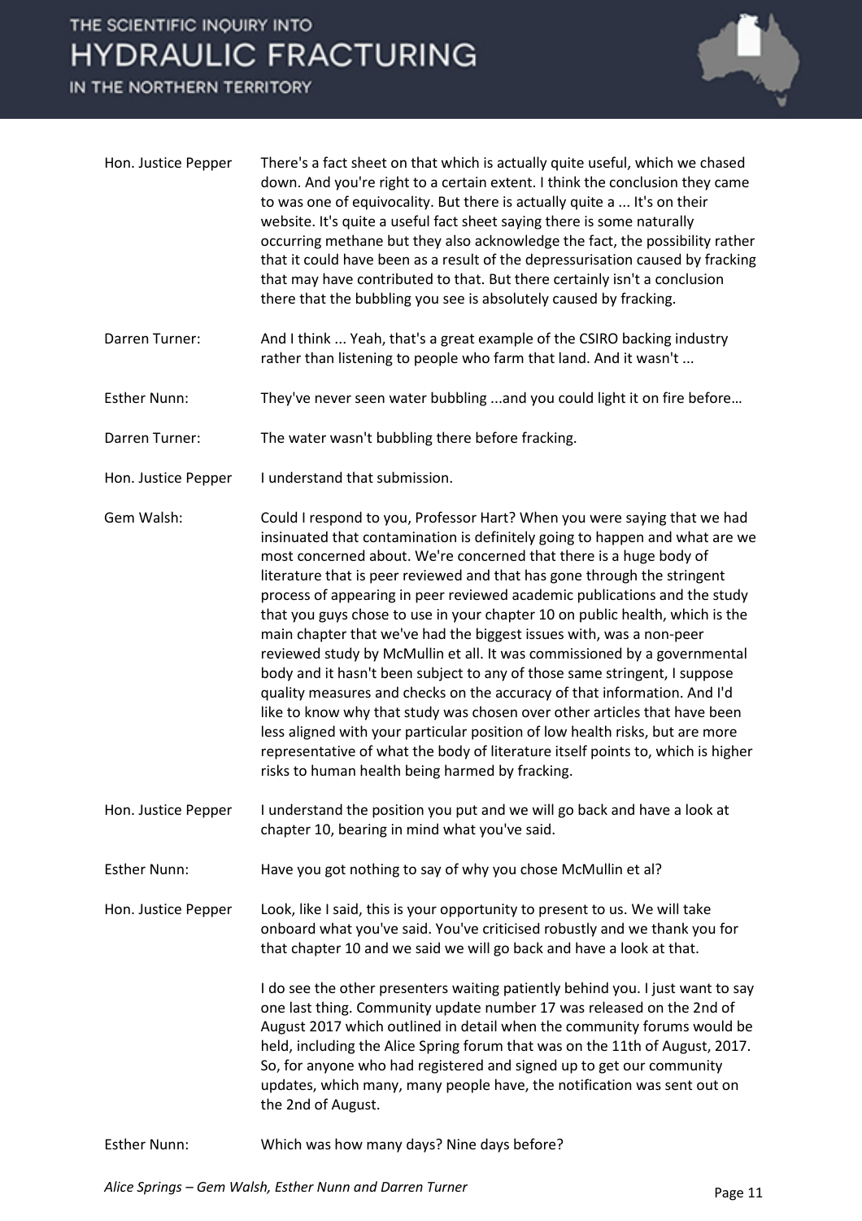**Hon. Justice Pepper** There's a fact sheet on that which is actually quite useful, which we chased down. And you're right to a certain extent. I think the conclusion they came to was one of equivocality. But there is actually quite a ... It's on their website. It's quite a useful fact sheet saying there is some naturally occurring methane but they also acknowledge the fact, the possibility rather that it could have been as a result of the depressurisation caused by fracking that may have contributed to that. But there certainly isn't a conclusion there that the bubbling you see is absolutely caused by fracking.

**Darren Turner:** And I think ... Yeah, that's a great example of the CSIRO backing industry rather than listening to people who farm that land. And it wasn't ...

**Esther Nunn:** They've never seen water bubbling ...and you could light it on fire before…

**Darren Turner:** The water wasn't bubbling there before fracking.

**Hon. Justice Pepper** I understand that submission.

**Gem Walsh:** Could I respond to you, Professor Hart? When you were saying that we had insinuated that contamination is definitely going to happen and what are we most concerned about. We're concerned that there is a huge body of literature that is peer reviewed and that has gone through the stringent process of appearing in peer reviewed academic publications and the study that you guys chose to use in your chapter 10 on public health, which is the main chapter that we've had the biggest issues with, was a non-peer reviewed study by McMullin et all. It was commissioned by a governmental body and it hasn't been subject to any of those same stringent, I suppose quality measures and checks on the accuracy of that information. And I'd like to know why that study was chosen over other articles that have been less aligned with your particular position of low health risks, but are more representative of what the body of literature itself points to, which is higher risks to human health being harmed by fracking.

**Hon. Justice Pepper** I understand the position you put and we will go back and have a look at chapter 10, bearing in mind what you've said.

**Esther Nunn:** Have you got nothing to say of why you chose McMullin et al?

**Hon. Justice Pepper** Look, like I said, this is your opportunity to present to us. We will take onboard what you've said. You've criticised robustly and we thank you for that chapter 10 and we said we will go back and have a look at that.

I do see the other presenters waiting patiently behind you. I just want to say one last thing. Community update number 17 was released on the 2nd of August 2017 which outlined in detail when the community forums would be held, including the Alice Spring forum that was on the 11th of August, 2017. So, for anyone who had registered and signed up to get our community updates, which many, many people have, the notification was sent out on the 2nd of August.

**Esther Nunn:** Which was how many days? Nine days before?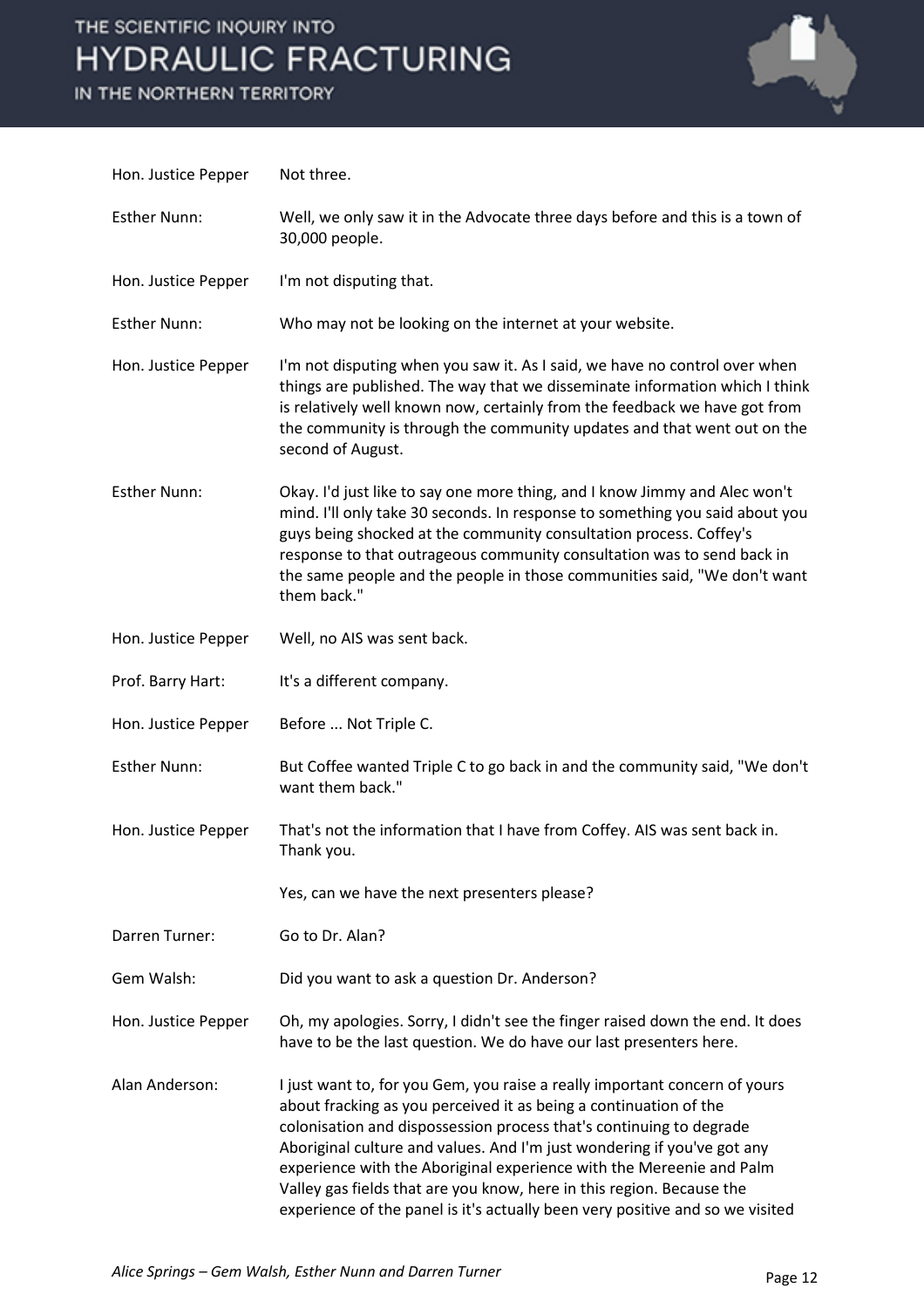| | |
|---|---|
| Hon. Justice Pepper | Not three. |
| Esther Nunn: | Well, we only saw it in the Advocate three days before and this is a town of 30,000 people. |
| Hon. Justice Pepper | I'm not disputing that. |
| Esther Nunn: | Who may not be looking on the internet at your website. |
| Hon. Justice Pepper | I'm not disputing when you saw it. As I said, we have no control over when things are published. The way that we disseminate information which I think is relatively well known now, certainly from the feedback we have got from the community is through the community updates and that went out on the second of August. |
| Esther Nunn: | Okay. I'd just like to say one more thing, and I know Jimmy and Alec won't mind. I'll only take 30 seconds. In response to something you said about you guys being shocked at the community consultation process. Coffey's response to that outrageous community consultation was to send back in the same people and the people in those communities said, "We don't want them back." |
| Hon. Justice Pepper | Well, no AIS was sent back. |
| Prof. Barry Hart: | It's a different company. |
| Hon. Justice Pepper | Before ... Not Triple C. |
| Esther Nunn: | But Coffee wanted Triple C to go back in and the community said, "We don't want them back." |
| Hon. Justice Pepper | That's not the information that I have from Coffey. AIS was sent back in. Thank you.<br><br>Yes, can we have the next presenters please? |
| Darren Turner: | Go to Dr. Alan? |
| Gem Walsh: | Did you want to ask a question Dr. Anderson? |
| Hon. Justice Pepper | Oh, my apologies. Sorry, I didn't see the finger raised down the end. It does have to be the last question. We do have our last presenters here. |
| Alan Anderson: | I just want to, for you Gem, you raise a really important concern of yours about fracking as you perceived it as being a continuation of the colonisation and dispossession process that's continuing to degrade Aboriginal culture and values. And I'm just wondering if you've got any experience with the Aboriginal experience with the Mereenie and Palm Valley gas fields that are you know, here in this region. Because the experience of the panel is it's actually been very positive and so we visited |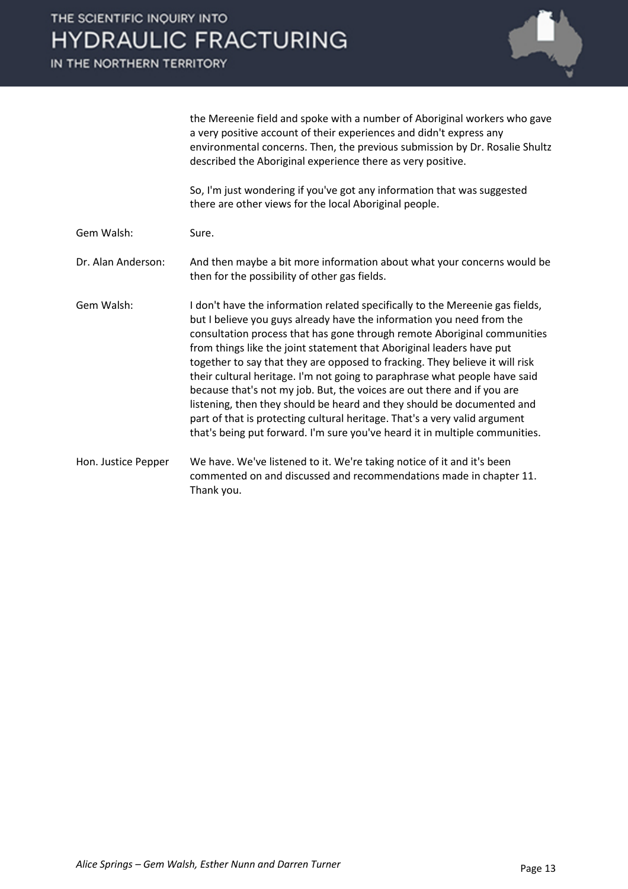the Mereenie field and spoke with a number of Aboriginal workers who gave a very positive account of their experiences and didn't express any environmental concerns. Then, the previous submission by Dr. Rosalie Shultz described the Aboriginal experience there as very positive.

So, I'm just wondering if you've got any information that was suggested there are other views for the local Aboriginal people.

Gem Walsh: Sure.

Dr. Alan Anderson: And then maybe a bit more information about what your concerns would be then for the possibility of other gas fields.

Gem Walsh: I don't have the information related specifically to the Mereenie gas fields, but I believe you guys already have the information you need from the consultation process that has gone through remote Aboriginal communities from things like the joint statement that Aboriginal leaders have put together to say that they are opposed to fracking. They believe it will risk their cultural heritage. I'm not going to paraphrase what people have said because that's not my job. But, the voices are out there and if you are listening, then they should be heard and they should be documented and part of that is protecting cultural heritage. That's a very valid argument that's being put forward. I'm sure you've heard it in multiple communities.

Hon. Justice Pepper: We have. We've listened to it. We're taking notice of it and it's been commented on and discussed and recommendations made in chapter 11. Thank you.